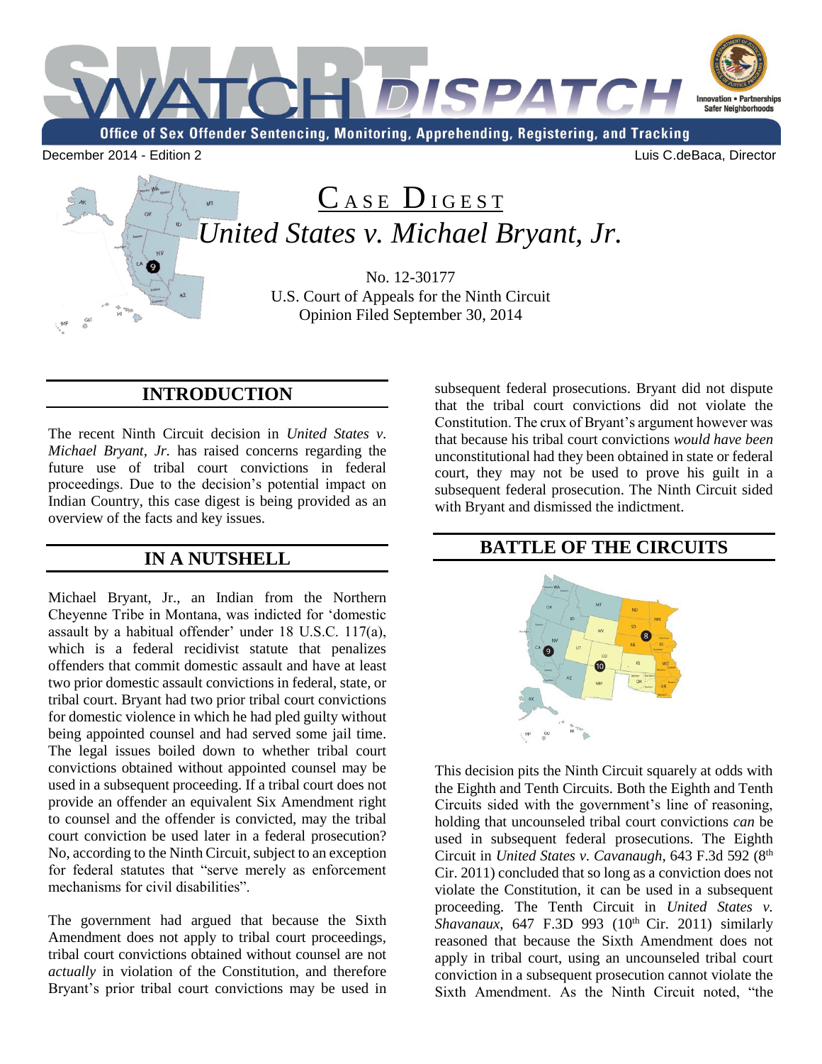# SMART WATCH DISPATCH

Office of Sex Offender Sentencing, Monitoring, Apprehending, Registering, and Tracking

December 2014 - Edition 2

Luis C.deBaca, Director

## CASE DIGEST

## *United States v. Michael Bryant, Jr.*

No. 12-30177
U.S. Court of Appeals for the Ninth Circuit
Opinion Filed September 30, 2014

## INTRODUCTION

The recent Ninth Circuit decision in *United States v. Michael Bryant, Jr.* has raised concerns regarding the future use of tribal court convictions in federal proceedings. Due to the decision's potential impact on Indian Country, this case digest is being provided as an overview of the facts and key issues.

## IN A NUTSHELL

Michael Bryant, Jr., an Indian from the Northern Cheyenne Tribe in Montana, was indicted for 'domestic assault by a habitual offender' under 18 U.S.C. 117(a), which is a federal recidivist statute that penalizes offenders that commit domestic assault and have at least two prior domestic assault convictions in federal, state, or tribal court. Bryant had two prior tribal court convictions for domestic violence in which he had pled guilty without being appointed counsel and had served some jail time. The legal issues boiled down to whether tribal court convictions obtained without appointed counsel may be used in a subsequent proceeding. If a tribal court does not provide an offender an equivalent Six Amendment right to counsel and the offender is convicted, may the tribal court conviction be used later in a federal prosecution? No, according to the Ninth Circuit, subject to an exception for federal statutes that "serve merely as enforcement mechanisms for civil disabilities".

The government had argued that because the Sixth Amendment does not apply to tribal court proceedings, tribal court convictions obtained without counsel are not *actually* in violation of the Constitution, and therefore Bryant's prior tribal court convictions may be used in subsequent federal prosecutions. Bryant did not dispute that the tribal court convictions did not violate the Constitution. The crux of Bryant's argument however was that because his tribal court convictions *would have been* unconstitutional had they been obtained in state or federal court, they may not be used to prove his guilt in a subsequent federal prosecution. The Ninth Circuit sided with Bryant and dismissed the indictment.

## BATTLE OF THE CIRCUITS

This decision pits the Ninth Circuit squarely at odds with the Eighth and Tenth Circuits. Both the Eighth and Tenth Circuits sided with the government's line of reasoning, holding that uncounseled tribal court convictions *can* be used in subsequent federal prosecutions. The Eighth Circuit in *United States v. Cavanaugh*, 643 F.3d 592 (8th Cir. 2011) concluded that so long as a conviction does not violate the Constitution, it can be used in a subsequent proceeding. The Tenth Circuit in *United States v. Shavanaux*, 647 F.3D 993 (10th Cir. 2011) similarly reasoned that because the Sixth Amendment does not apply in tribal court, using an uncounseled tribal court conviction in a subsequent prosecution cannot violate the Sixth Amendment. As the Ninth Circuit noted, "the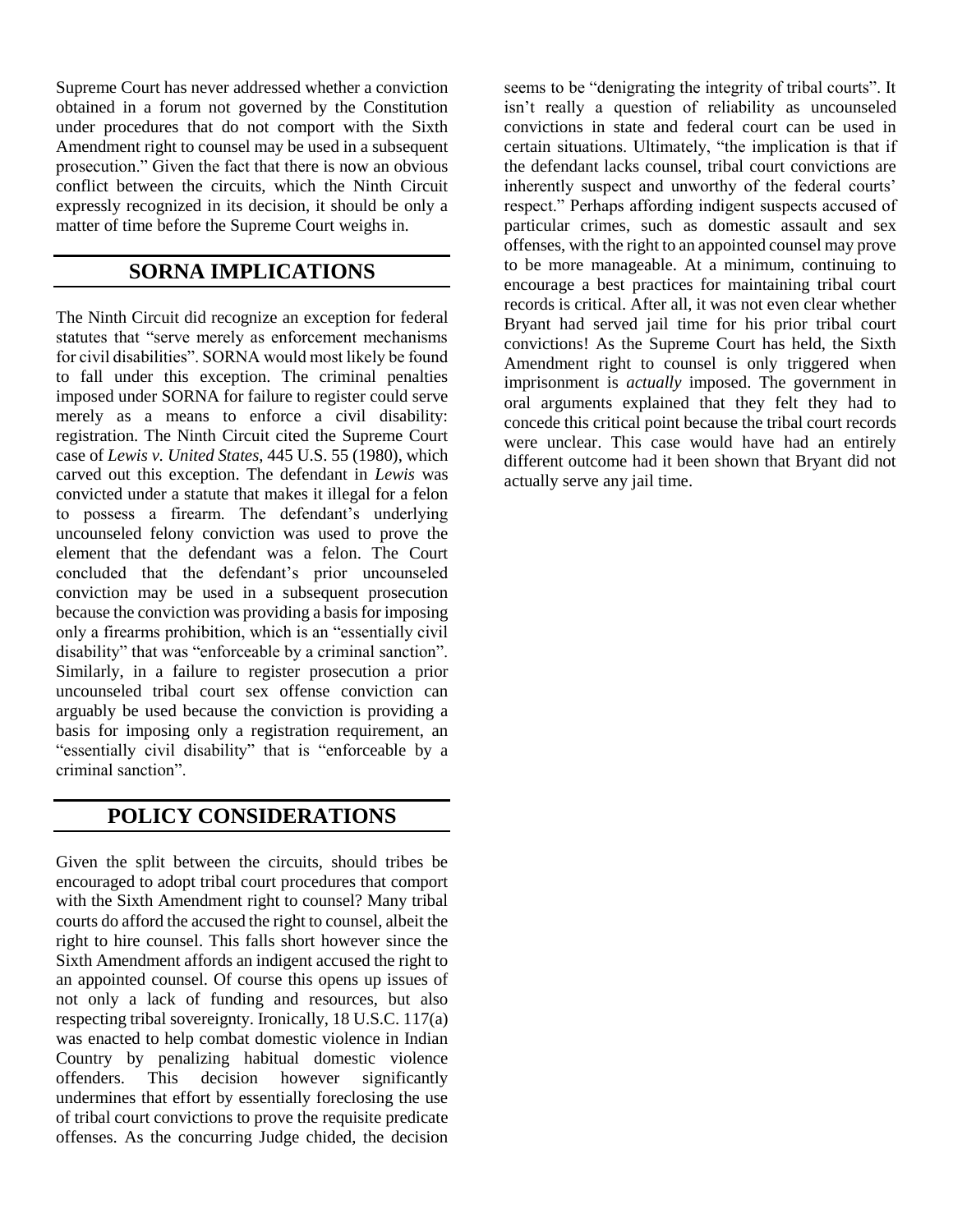Supreme Court has never addressed whether a conviction obtained in a forum not governed by the Constitution under procedures that do not comport with the Sixth Amendment right to counsel may be used in a subsequent prosecution." Given the fact that there is now an obvious conflict between the circuits, which the Ninth Circuit expressly recognized in its decision, it should be only a matter of time before the Supreme Court weighs in.

## SORNA IMPLICATIONS

The Ninth Circuit did recognize an exception for federal statutes that "serve merely as enforcement mechanisms for civil disabilities". SORNA would most likely be found to fall under this exception. The criminal penalties imposed under SORNA for failure to register could serve merely as a means to enforce a civil disability: registration. The Ninth Circuit cited the Supreme Court case of *Lewis v. United States*, 445 U.S. 55 (1980), which carved out this exception. The defendant in *Lewis* was convicted under a statute that makes it illegal for a felon to possess a firearm. The defendant's underlying uncounseled felony conviction was used to prove the element that the defendant was a felon. The Court concluded that the defendant's prior uncounseled conviction may be used in a subsequent prosecution because the conviction was providing a basis for imposing only a firearms prohibition, which is an "essentially civil disability" that was "enforceable by a criminal sanction". Similarly, in a failure to register prosecution a prior uncounseled tribal court sex offense conviction can arguably be used because the conviction is providing a basis for imposing only a registration requirement, an "essentially civil disability" that is "enforceable by a criminal sanction".

## POLICY CONSIDERATIONS

Given the split between the circuits, should tribes be encouraged to adopt tribal court procedures that comport with the Sixth Amendment right to counsel? Many tribal courts do afford the accused the right to counsel, albeit the right to hire counsel. This falls short however since the Sixth Amendment affords an indigent accused the right to an appointed counsel. Of course this opens up issues of not only a lack of funding and resources, but also respecting tribal sovereignty. Ironically, 18 U.S.C. 117(a) was enacted to help combat domestic violence in Indian Country by penalizing habitual domestic violence offenders. This decision however significantly undermines that effort by essentially foreclosing the use of tribal court convictions to prove the requisite predicate offenses. As the concurring Judge chided, the decision seems to be "denigrating the integrity of tribal courts". It isn't really a question of reliability as uncounseled convictions in state and federal court can be used in certain situations. Ultimately, "the implication is that if the defendant lacks counsel, tribal court convictions are inherently suspect and unworthy of the federal courts' respect." Perhaps affording indigent suspects accused of particular crimes, such as domestic assault and sex offenses, with the right to an appointed counsel may prove to be more manageable. At a minimum, continuing to encourage a best practices for maintaining tribal court records is critical. After all, it was not even clear whether Bryant had served jail time for his prior tribal court convictions! As the Supreme Court has held, the Sixth Amendment right to counsel is only triggered when imprisonment is *actually* imposed. The government in oral arguments explained that they felt they had to concede this critical point because the tribal court records were unclear. This case would have had an entirely different outcome had it been shown that Bryant did not actually serve any jail time.